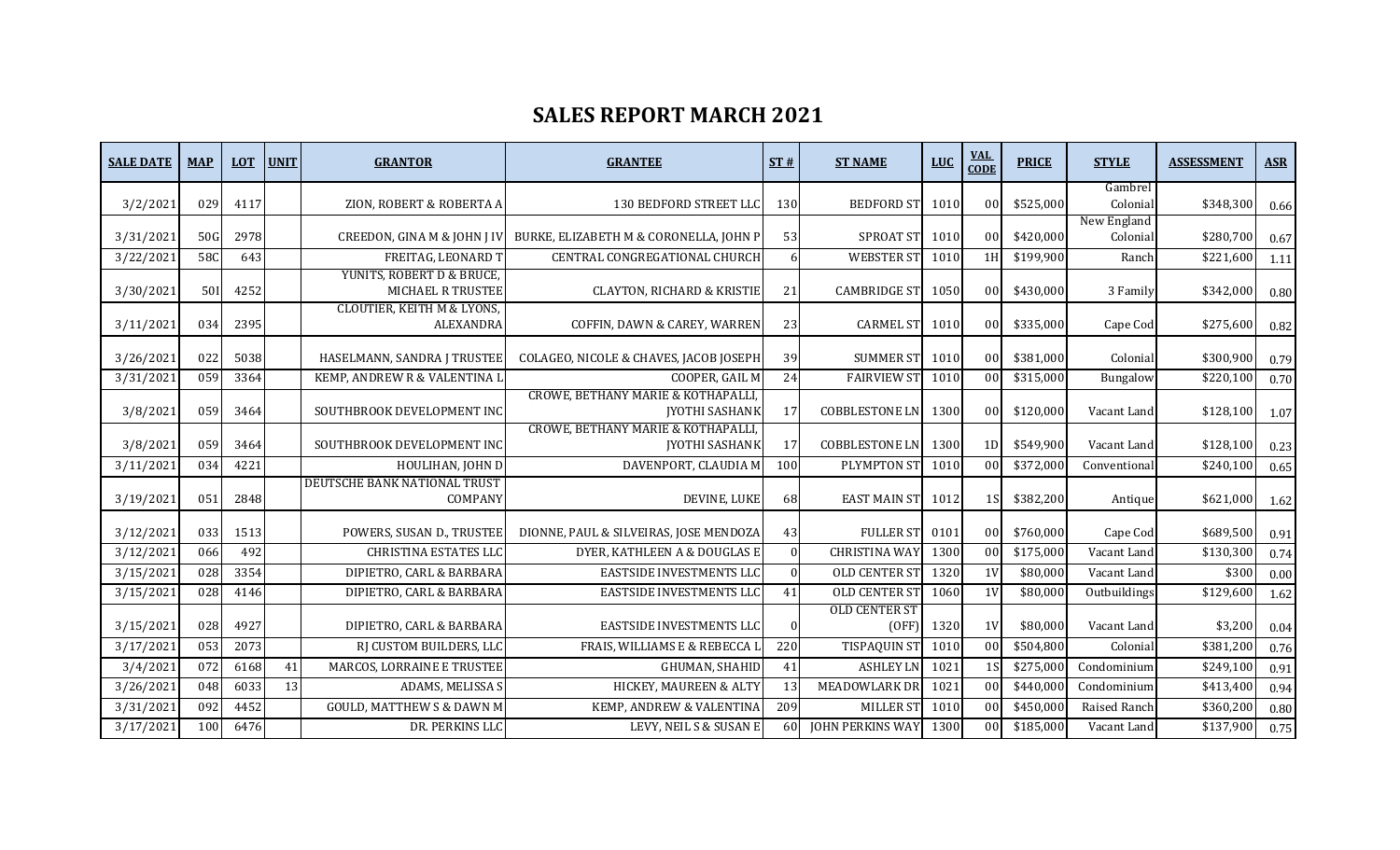# SALES REPORT MARCH 2021

| SALE DATE | MAP | LOT | UNIT | GRANTOR | GRANTEE | ST # | ST NAME | LUC | VAL CODE | PRICE | STYLE | ASSESSMENT | ASR |
|---|---|---|---|---|---|---|---|---|---|---|---|---|---|
| 3/2/2021 | 029 | 4117 | | ZION, ROBERT & ROBERTA A | 130 BEDFORD STREET LLC | 130 | BEDFORD ST | 1010 | 00 | $525,000 | Gambrel Colonial | $348,300 | 0.66 |
| 3/31/2021 | 50G | 2978 | | CREEDON, GINA M & JOHN J IV | BURKE, ELIZABETH M & CORONELLA, JOHN P | 53 | SPROAT ST | 1010 | 00 | $420,000 | New England Colonial | $280,700 | 0.67 |
| 3/22/2021 | 58C | 643 | | FREITAG, LEONARD T | CENTRAL CONGREGATIONAL CHURCH | 6 | WEBSTER ST | 1010 | 1H | $199,900 | Ranch | $221,600 | 1.11 |
| 3/30/2021 | 50I | 4252 | | YUNITS, ROBERT D & BRUCE, MICHAEL R TRUSTEE | CLAYTON, RICHARD & KRISTIE | 21 | CAMBRIDGE ST | 1050 | 00 | $430,000 | 3 Family | $342,000 | 0.80 |
| 3/11/2021 | 034 | 2395 | | CLOUTIER, KEITH M & LYONS, ALEXANDRA | COFFIN, DAWN & CAREY, WARREN | 23 | CARMEL ST | 1010 | 00 | $335,000 | Cape Cod | $275,600 | 0.82 |
| 3/26/2021 | 022 | 5038 | | HASELMANN, SANDRA J TRUSTEE | COLAGEO, NICOLE & CHAVES, JACOB JOSEPH | 39 | SUMMER ST | 1010 | 00 | $381,000 | Colonial | $300,900 | 0.79 |
| 3/31/2021 | 059 | 3364 | | KEMP, ANDREW R & VALENTINA L | COOPER, GAIL M | 24 | FAIRVIEW ST | 1010 | 00 | $315,000 | Bungalow | $220,100 | 0.70 |
| 3/8/2021 | 059 | 3464 | | SOUTHBROOK DEVELOPMENT INC | CROWE, BETHANY MARIE & KOTHAPALLI, JYOTHI SASHANK | 17 | COBBLESTONE LN | 1300 | 00 | $120,000 | Vacant Land | $128,100 | 1.07 |
| 3/8/2021 | 059 | 3464 | | SOUTHBROOK DEVELOPMENT INC | CROWE, BETHANY MARIE & KOTHAPALLI, JYOTHI SASHANK | 17 | COBBLESTONE LN | 1300 | 1D | $549,900 | Vacant Land | $128,100 | 0.23 |
| 3/11/2021 | 034 | 4221 | | HOULIHAN, JOHN D | DAVENPORT, CLAUDIA M | 100 | PLYMPTON ST | 1010 | 00 | $372,000 | Conventional | $240,100 | 0.65 |
| 3/19/2021 | 051 | 2848 | | DEUTSCHE BANK NATIONAL TRUST COMPANY | DEVINE, LUKE | 68 | EAST MAIN ST | 1012 | 1S | $382,200 | Antique | $621,000 | 1.62 |
| 3/12/2021 | 033 | 1513 | | POWERS, SUSAN D., TRUSTEE | DIONNE, PAUL & SILVEIRAS, JOSE MENDOZA | 43 | FULLER ST | 0101 | 00 | $760,000 | Cape Cod | $689,500 | 0.91 |
| 3/12/2021 | 066 | 492 | | CHRISTINA ESTATES LLC | DYER, KATHLEEN A & DOUGLAS E | 0 | CHRISTINA WAY | 1300 | 00 | $175,000 | Vacant Land | $130,300 | 0.74 |
| 3/15/2021 | 028 | 3354 | | DIPIETRO, CARL & BARBARA | EASTSIDE INVESTMENTS LLC | 0 | OLD CENTER ST | 1320 | 1V | $80,000 | Vacant Land | $300 | 0.00 |
| 3/15/2021 | 028 | 4146 | | DIPIETRO, CARL & BARBARA | EASTSIDE INVESTMENTS LLC | 41 | OLD CENTER ST | 1060 | 1V | $80,000 | Outbuildings | $129,600 | 1.62 |
| 3/15/2021 | 028 | 4927 | | DIPIETRO, CARL & BARBARA | EASTSIDE INVESTMENTS LLC | 0 | OLD CENTER ST (OFF) | 1320 | 1V | $80,000 | Vacant Land | $3,200 | 0.04 |
| 3/17/2021 | 053 | 2073 | | RJ CUSTOM BUILDERS, LLC | FRAIS, WILLIAMS E & REBECCA L | 220 | TISPAQUIN ST | 1010 | 00 | $504,800 | Colonial | $381,200 | 0.76 |
| 3/4/2021 | 072 | 6168 | 41 | MARCOS, LORRAINE E TRUSTEE | GHUMAN, SHAHID | 41 | ASHLEY LN | 1021 | 1S | $275,000 | Condominium | $249,100 | 0.91 |
| 3/26/2021 | 048 | 6033 | 13 | ADAMS, MELISSA S | HICKEY, MAUREEN & ALTY | 13 | MEADOWLARK DR | 1021 | 00 | $440,000 | Condominium | $413,400 | 0.94 |
| 3/31/2021 | 092 | 4452 | | GOULD, MATTHEW S & DAWN M | KEMP, ANDREW & VALENTINA | 209 | MILLER ST | 1010 | 00 | $450,000 | Raised Ranch | $360,200 | 0.80 |
| 3/17/2021 | 100 | 6476 | | DR. PERKINS LLC | LEVY, NEIL S & SUSAN E | 60 | JOHN PERKINS WAY | 1300 | 00 | $185,000 | Vacant Land | $137,900 | 0.75 |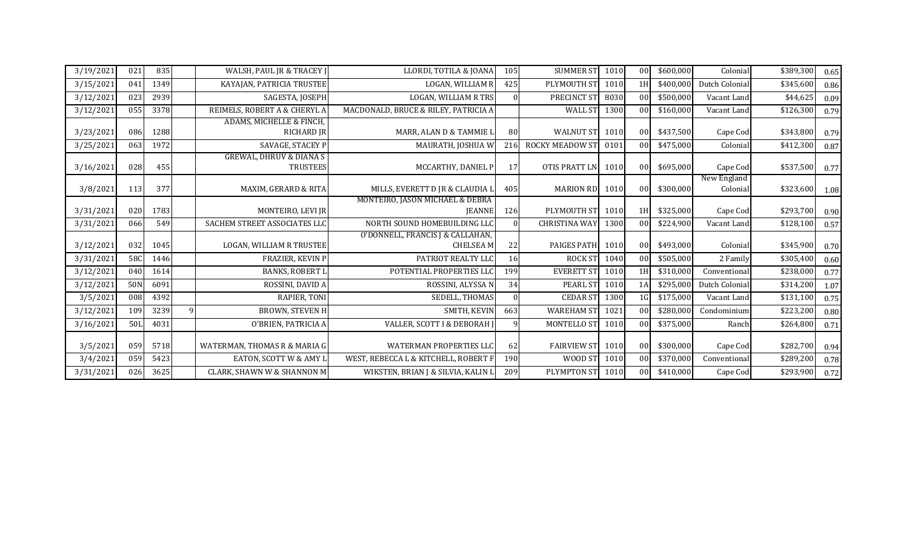| | | | | | | | | | | | | | |
|---|---|---|---|---|---|---|---|---|---|---|---|---|---|
| 3/19/2021 | 021 | 835 | | WALSH, PAUL JR & TRACEY J | LLORDI, TOTILA & JOANA | 105 | SUMMER ST | 1010 | 00 | $600,000 | Colonial | $389,300 | 0.65 |
| 3/15/2021 | 041 | 1349 | | KAYAJAN, PATRICIA TRUSTEE | LOGAN, WILLIAM R | 425 | PLYMOUTH ST | 1010 | 1H | $400,000 | Dutch Colonial | $345,600 | 0.86 |
| 3/12/2021 | 023 | 2939 | | SAGESTA, JOSEPH | LOGAN, WILLIAM R TRS | 0 | PRECINCT ST | 8030 | 00 | $500,000 | Vacant Land | $44,625 | 0.09 |
| 3/12/2021 | 055 | 3378 | | REIMELS, ROBERT A & CHERYL A | MACDONALD, BRUCE & RILEY, PATRICIA A | | WALL ST | 1300 | 00 | $160,000 | Vacant Land | $126,300 | 0.79 |
| 3/23/2021 | 086 | 1288 | | ADAMS, MICHELLE & FINCH, RICHARD JR | MARR, ALAN D & TAMMIE L | 80 | WALNUT ST | 1010 | 00 | $437,500 | Cape Cod | $343,800 | 0.79 |
| 3/25/2021 | 063 | 1972 | | SAVAGE, STACEY P | MAURATH, JOSHUA W | 216 | ROCKY MEADOW ST | 0101 | 00 | $475,000 | Colonial | $412,300 | 0.87 |
| 3/16/2021 | 028 | 455 | | GREWAL, DHRUV & DIANA S TRUSTEES | MCCARTHY, DANIEL P | 17 | OTIS PRATT LN | 1010 | 00 | $695,000 | Cape Cod | $537,500 | 0.77 |
| 3/8/2021 | 113 | 377 | | MAXIM, GERARD & RITA | MILLS, EVERETT D JR & CLAUDIA L | 405 | MARION RD | 1010 | 00 | $300,000 | New England Colonial | $323,600 | 1.08 |
| 3/31/2021 | 020 | 1783 | | MONTEIRO, LEVI JR | MONTEIRO, JASON MICHAEL & DEBRA JEANNE | 126 | PLYMOUTH ST | 1010 | 1H | $325,000 | Cape Cod | $293,700 | 0.90 |
| 3/31/2021 | 066 | 549 | | SACHEM STREET ASSOCIATES LLC | NORTH SOUND HOMEBUILDING LLC | 0 | CHRISTINA WAY | 1300 | 00 | $224,900 | Vacant Land | $128,100 | 0.57 |
| 3/12/2021 | 032 | 1045 | | LOGAN, WILLIAM R TRUSTEE | O'DONNELL, FRANCIS J & CALLAHAN, CHELSEA M | 22 | PAIGES PATH | 1010 | 00 | $493,000 | Colonial | $345,900 | 0.70 |
| 3/31/2021 | 58C | 1446 | | FRAZIER, KEVIN P | PATRIOT REALTY LLC | 16 | ROCK ST | 1040 | 00 | $505,000 | 2 Family | $305,400 | 0.60 |
| 3/12/2021 | 040 | 1614 | | BANKS, ROBERT L | POTENTIAL PROPERTIES LLC | 199 | EVERETT ST | 1010 | 1H | $310,000 | Conventional | $238,000 | 0.77 |
| 3/12/2021 | 50N | 6091 | | ROSSINI, DAVID A | ROSSINI, ALYSSA N | 34 | PEARL ST | 1010 | 1A | $295,000 | Dutch Colonial | $314,200 | 1.07 |
| 3/5/2021 | 008 | 4392 | | RAPIER, TONI | SEDELL, THOMAS | 0 | CEDAR ST | 1300 | 1G | $175,000 | Vacant Land | $131,100 | 0.75 |
| 3/12/2021 | 109 | 3239 | 9 | BROWN, STEVEN H | SMITH, KEVIN | 663 | WAREHAM ST | 1021 | 00 | $280,000 | Condominium | $223,200 | 0.80 |
| 3/16/2021 | 50L | 4031 | | O'BRIEN, PATRICIA A | VALLER, SCOTT I & DEBORAH J | 9 | MONTELLO ST | 1010 | 00 | $375,000 | Ranch | $264,800 | 0.71 |
| 3/5/2021 | 059 | 5718 | | WATERMAN, THOMAS R & MARIA G | WATERMAN PROPERTIES LLC | 62 | FAIRVIEW ST | 1010 | 00 | $300,000 | Cape Cod | $282,700 | 0.94 |
| 3/4/2021 | 059 | 5423 | | EATON, SCOTT W & AMY L | WEST, REBECCA L & KITCHELL, ROBERT F | 190 | WOOD ST | 1010 | 00 | $370,000 | Conventional | $289,200 | 0.78 |
| 3/31/2021 | 026 | 3625 | | CLARK, SHAWN W & SHANNON M | WIKSTEN, BRIAN J & SILVIA, KALIN L | 209 | PLYMPTON ST | 1010 | 00 | $410,000 | Cape Cod | $293,900 | 0.72 |